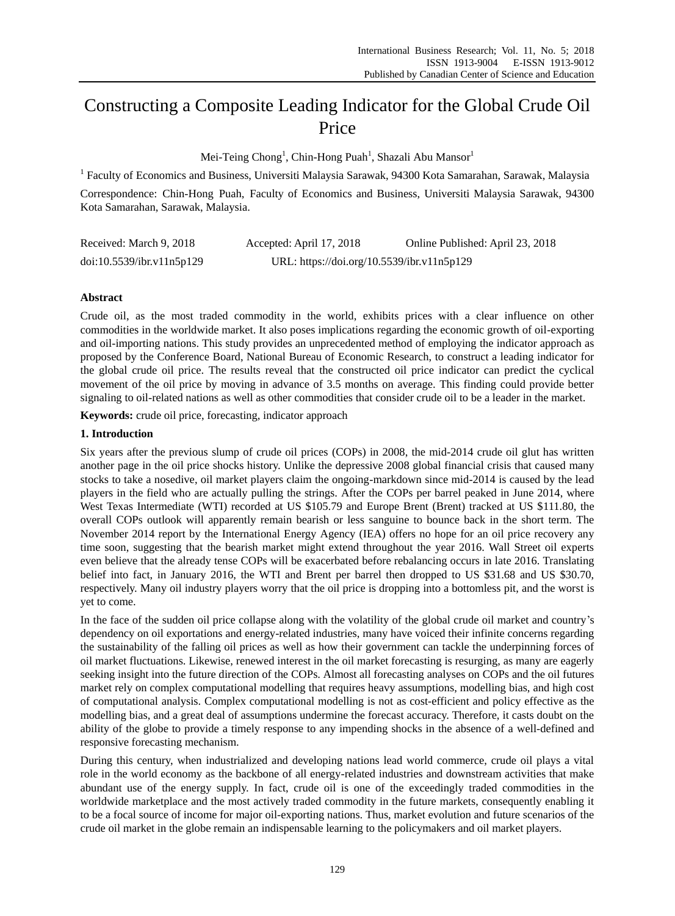# Constructing a Composite Leading Indicator for the Global Crude Oil Price

Mei-Teing Chong[1], Chin-Hong Puah[1], Shazali Abu Mansor[1]

[1] Faculty of Economics and Business, Universiti Malaysia Sarawak, 94300 Kota Samarahan, Sarawak, Malaysia

Correspondence: Chin-Hong Puah, Faculty of Economics and Business, Universiti Malaysia Sarawak, 94300 Kota Samarahan, Sarawak, Malaysia.

Received: March 9, 2018 Accepted: April 17, 2018 Online Published: April 23, 2018

doi:10.5539/ibr.v11n5p129 URL: https://doi.org/10.5539/ibr.v11n5p129

## Abstract

Crude oil, as the most traded commodity in the world, exhibits prices with a clear influence on other commodities in the worldwide market. It also poses implications regarding the economic growth of oil-exporting and oil-importing nations. This study provides an unprecedented method of employing the indicator approach as proposed by the Conference Board, National Bureau of Economic Research, to construct a leading indicator for the global crude oil price. The results reveal that the constructed oil price indicator can predict the cyclical movement of the oil price by moving in advance of 3.5 months on average. This finding could provide better signaling to oil-related nations as well as other commodities that consider crude oil to be a leader in the market.

**Keywords:** crude oil price, forecasting, indicator approach

## 1. Introduction

Six years after the previous slump of crude oil prices (COPs) in 2008, the mid-2014 crude oil glut has written another page in the oil price shocks history. Unlike the depressive 2008 global financial crisis that caused many stocks to take a nosedive, oil market players claim the ongoing-markdown since mid-2014 is caused by the lead players in the field who are actually pulling the strings. After the COPs per barrel peaked in June 2014, where West Texas Intermediate (WTI) recorded at US $105.79 and Europe Brent (Brent) tracked at US $111.80, the overall COPs outlook will apparently remain bearish or less sanguine to bounce back in the short term. The November 2014 report by the International Energy Agency (IEA) offers no hope for an oil price recovery any time soon, suggesting that the bearish market might extend throughout the year 2016. Wall Street oil experts even believe that the already tense COPs will be exacerbated before rebalancing occurs in late 2016. Translating belief into fact, in January 2016, the WTI and Brent per barrel then dropped to US $31.68 and US $30.70, respectively. Many oil industry players worry that the oil price is dropping into a bottomless pit, and the worst is yet to come.

In the face of the sudden oil price collapse along with the volatility of the global crude oil market and country's dependency on oil exportations and energy-related industries, many have voiced their infinite concerns regarding the sustainability of the falling oil prices as well as how their government can tackle the underpinning forces of oil market fluctuations. Likewise, renewed interest in the oil market forecasting is resurging, as many are eagerly seeking insight into the future direction of the COPs. Almost all forecasting analyses on COPs and the oil futures market rely on complex computational modelling that requires heavy assumptions, modelling bias, and high cost of computational analysis. Complex computational modelling is not as cost-efficient and policy effective as the modelling bias, and a great deal of assumptions undermine the forecast accuracy. Therefore, it casts doubt on the ability of the globe to provide a timely response to any impending shocks in the absence of a well-defined and responsive forecasting mechanism.

During this century, when industrialized and developing nations lead world commerce, crude oil plays a vital role in the world economy as the backbone of all energy-related industries and downstream activities that make abundant use of the energy supply. In fact, crude oil is one of the exceedingly traded commodities in the worldwide marketplace and the most actively traded commodity in the future markets, consequently enabling it to be a focal source of income for major oil-exporting nations. Thus, market evolution and future scenarios of the crude oil market in the globe remain an indispensable learning to the policymakers and oil market players.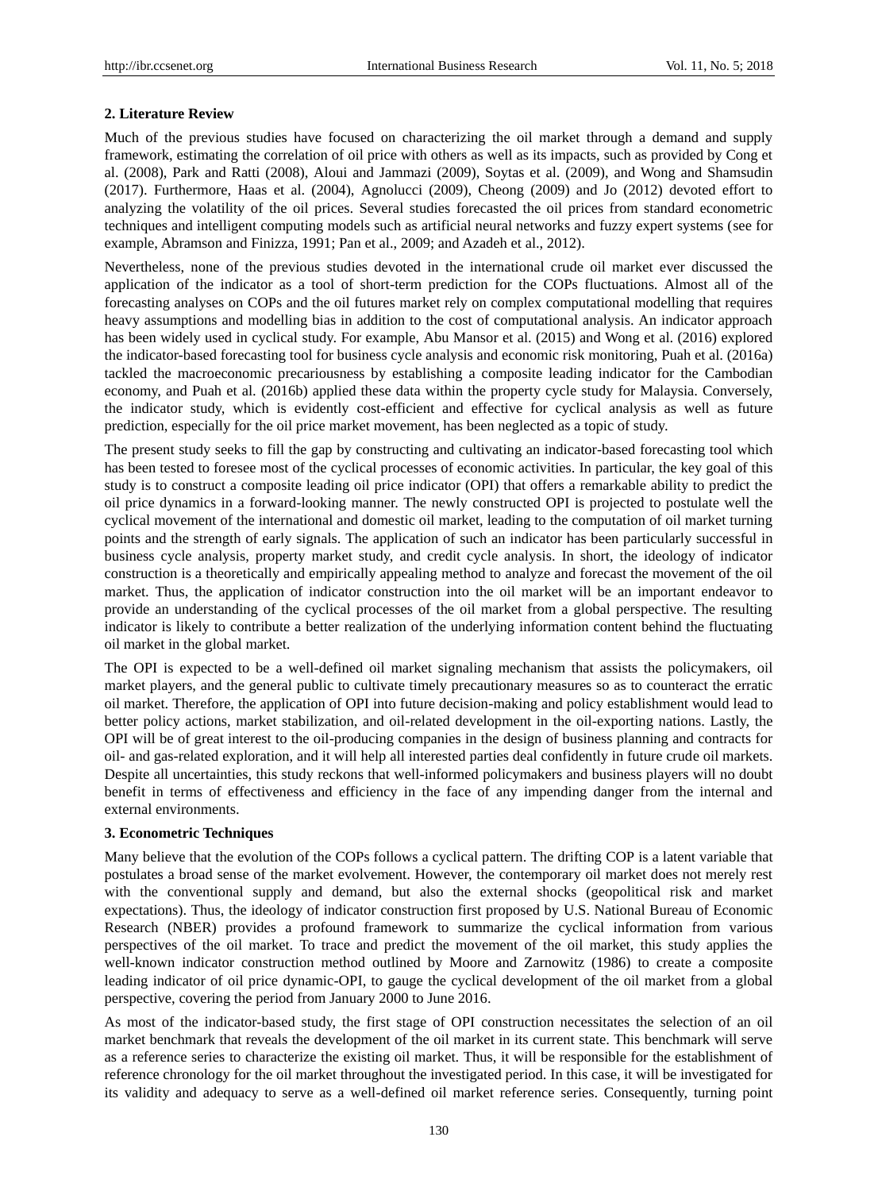## 2. Literature Review

Much of the previous studies have focused on characterizing the oil market through a demand and supply framework, estimating the correlation of oil price with others as well as its impacts, such as provided by Cong et al. (2008), Park and Ratti (2008), Aloui and Jammazi (2009), Soytas et al. (2009), and Wong and Shamsudin (2017). Furthermore, Haas et al. (2004), Agnolucci (2009), Cheong (2009) and Jo (2012) devoted effort to analyzing the volatility of the oil prices. Several studies forecasted the oil prices from standard econometric techniques and intelligent computing models such as artificial neural networks and fuzzy expert systems (see for example, Abramson and Finizza, 1991; Pan et al., 2009; and Azadeh et al., 2012).

Nevertheless, none of the previous studies devoted in the international crude oil market ever discussed the application of the indicator as a tool of short-term prediction for the COPs fluctuations. Almost all of the forecasting analyses on COPs and the oil futures market rely on complex computational modelling that requires heavy assumptions and modelling bias in addition to the cost of computational analysis. An indicator approach has been widely used in cyclical study. For example, Abu Mansor et al. (2015) and Wong et al. (2016) explored the indicator-based forecasting tool for business cycle analysis and economic risk monitoring, Puah et al. (2016a) tackled the macroeconomic precariousness by establishing a composite leading indicator for the Cambodian economy, and Puah et al. (2016b) applied these data within the property cycle study for Malaysia. Conversely, the indicator study, which is evidently cost-efficient and effective for cyclical analysis as well as future prediction, especially for the oil price market movement, has been neglected as a topic of study.

The present study seeks to fill the gap by constructing and cultivating an indicator-based forecasting tool which has been tested to foresee most of the cyclical processes of economic activities. In particular, the key goal of this study is to construct a composite leading oil price indicator (OPI) that offers a remarkable ability to predict the oil price dynamics in a forward-looking manner. The newly constructed OPI is projected to postulate well the cyclical movement of the international and domestic oil market, leading to the computation of oil market turning points and the strength of early signals. The application of such an indicator has been particularly successful in business cycle analysis, property market study, and credit cycle analysis. In short, the ideology of indicator construction is a theoretically and empirically appealing method to analyze and forecast the movement of the oil market. Thus, the application of indicator construction into the oil market will be an important endeavor to provide an understanding of the cyclical processes of the oil market from a global perspective. The resulting indicator is likely to contribute a better realization of the underlying information content behind the fluctuating oil market in the global market.

The OPI is expected to be a well-defined oil market signaling mechanism that assists the policymakers, oil market players, and the general public to cultivate timely precautionary measures so as to counteract the erratic oil market. Therefore, the application of OPI into future decision-making and policy establishment would lead to better policy actions, market stabilization, and oil-related development in the oil-exporting nations. Lastly, the OPI will be of great interest to the oil-producing companies in the design of business planning and contracts for oil- and gas-related exploration, and it will help all interested parties deal confidently in future crude oil markets. Despite all uncertainties, this study reckons that well-informed policymakers and business players will no doubt benefit in terms of effectiveness and efficiency in the face of any impending danger from the internal and external environments.

## 3. Econometric Techniques

Many believe that the evolution of the COPs follows a cyclical pattern. The drifting COP is a latent variable that postulates a broad sense of the market evolvement. However, the contemporary oil market does not merely rest with the conventional supply and demand, but also the external shocks (geopolitical risk and market expectations). Thus, the ideology of indicator construction first proposed by U.S. National Bureau of Economic Research (NBER) provides a profound framework to summarize the cyclical information from various perspectives of the oil market. To trace and predict the movement of the oil market, this study applies the well-known indicator construction method outlined by Moore and Zarnowitz (1986) to create a composite leading indicator of oil price dynamic-OPI, to gauge the cyclical development of the oil market from a global perspective, covering the period from January 2000 to June 2016.

As most of the indicator-based study, the first stage of OPI construction necessitates the selection of an oil market benchmark that reveals the development of the oil market in its current state. This benchmark will serve as a reference series to characterize the existing oil market. Thus, it will be responsible for the establishment of reference chronology for the oil market throughout the investigated period. In this case, it will be investigated for its validity and adequacy to serve as a well-defined oil market reference series. Consequently, turning point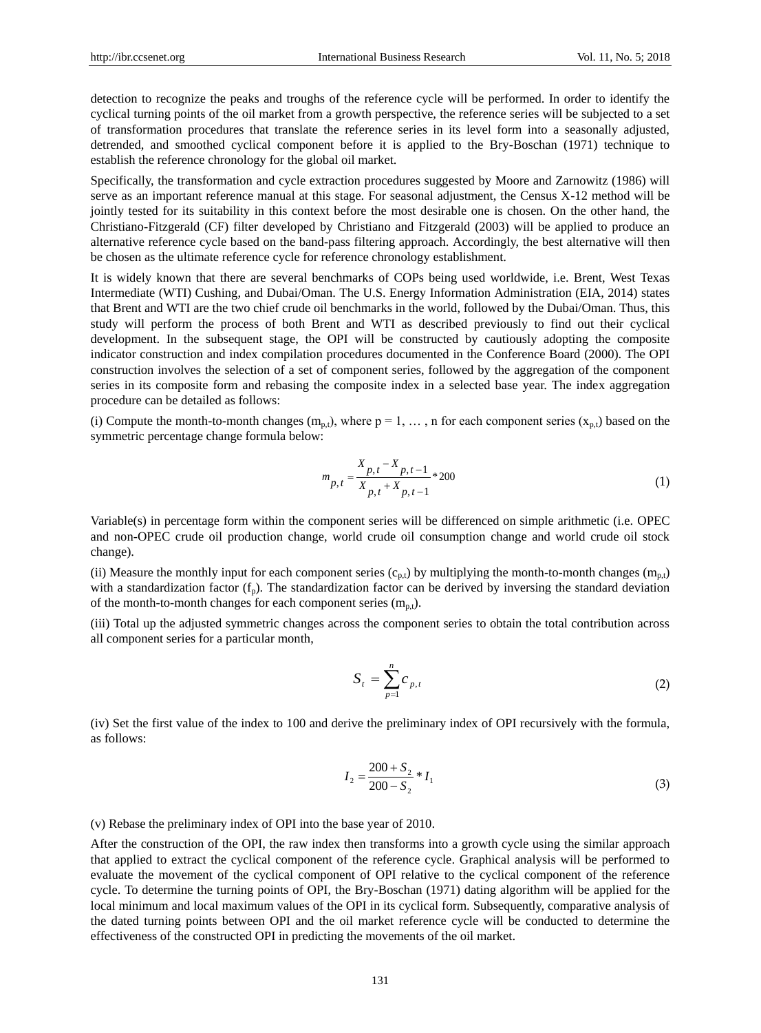detection to recognize the peaks and troughs of the reference cycle will be performed. In order to identify the cyclical turning points of the oil market from a growth perspective, the reference series will be subjected to a set of transformation procedures that translate the reference series in its level form into a seasonally adjusted, detrended, and smoothed cyclical component before it is applied to the Bry-Boschan (1971) technique to establish the reference chronology for the global oil market.

Specifically, the transformation and cycle extraction procedures suggested by Moore and Zarnowitz (1986) will serve as an important reference manual at this stage. For seasonal adjustment, the Census X-12 method will be jointly tested for its suitability in this context before the most desirable one is chosen. On the other hand, the Christiano-Fitzgerald (CF) filter developed by Christiano and Fitzgerald (2003) will be applied to produce an alternative reference cycle based on the band-pass filtering approach. Accordingly, the best alternative will then be chosen as the ultimate reference cycle for reference chronology establishment.

It is widely known that there are several benchmarks of COPs being used worldwide, i.e. Brent, West Texas Intermediate (WTI) Cushing, and Dubai/Oman. The U.S. Energy Information Administration (EIA, 2014) states that Brent and WTI are the two chief crude oil benchmarks in the world, followed by the Dubai/Oman. Thus, this study will perform the process of both Brent and WTI as described previously to find out their cyclical development. In the subsequent stage, the OPI will be constructed by cautiously adopting the composite indicator construction and index compilation procedures documented in the Conference Board (2000). The OPI construction involves the selection of a set of component series, followed by the aggregation of the component series in its composite form and rebasing the composite index in a selected base year. The index aggregation procedure can be detailed as follows:

(i) Compute the month-to-month changes ($m_{p,t}$), where p = 1, … , n for each component series ($x_{p,t}$) based on the symmetric percentage change formula below:

$$m_{p,t} = \frac{X_{p,t} - X_{p,t-1}}{X_{p,t} + X_{p,t-1}} * 200 \tag{1}$$

Variable(s) in percentage form within the component series will be differenced on simple arithmetic (i.e. OPEC and non-OPEC crude oil production change, world crude oil consumption change and world crude oil stock change).

(ii) Measure the monthly input for each component series ($c_{p,t}$) by multiplying the month-to-month changes ($m_{p,t}$) with a standardization factor ($f_p$). The standardization factor can be derived by inversing the standard deviation of the month-to-month changes for each component series ($m_{p,t}$).

(iii) Total up the adjusted symmetric changes across the component series to obtain the total contribution across all component series for a particular month,

$$S_t = \sum_{p=1}^{n} c_{p,t} \tag{2}$$

(iv) Set the first value of the index to 100 and derive the preliminary index of OPI recursively with the formula, as follows:

$$I_2 = \frac{200 + S_2}{200 - S_2} * I_1 \tag{3}$$

(v) Rebase the preliminary index of OPI into the base year of 2010.

After the construction of the OPI, the raw index then transforms into a growth cycle using the similar approach that applied to extract the cyclical component of the reference cycle. Graphical analysis will be performed to evaluate the movement of the cyclical component of OPI relative to the cyclical component of the reference cycle. To determine the turning points of OPI, the Bry-Boschan (1971) dating algorithm will be applied for the local minimum and local maximum values of the OPI in its cyclical form. Subsequently, comparative analysis of the dated turning points between OPI and the oil market reference cycle will be conducted to determine the effectiveness of the constructed OPI in predicting the movements of the oil market.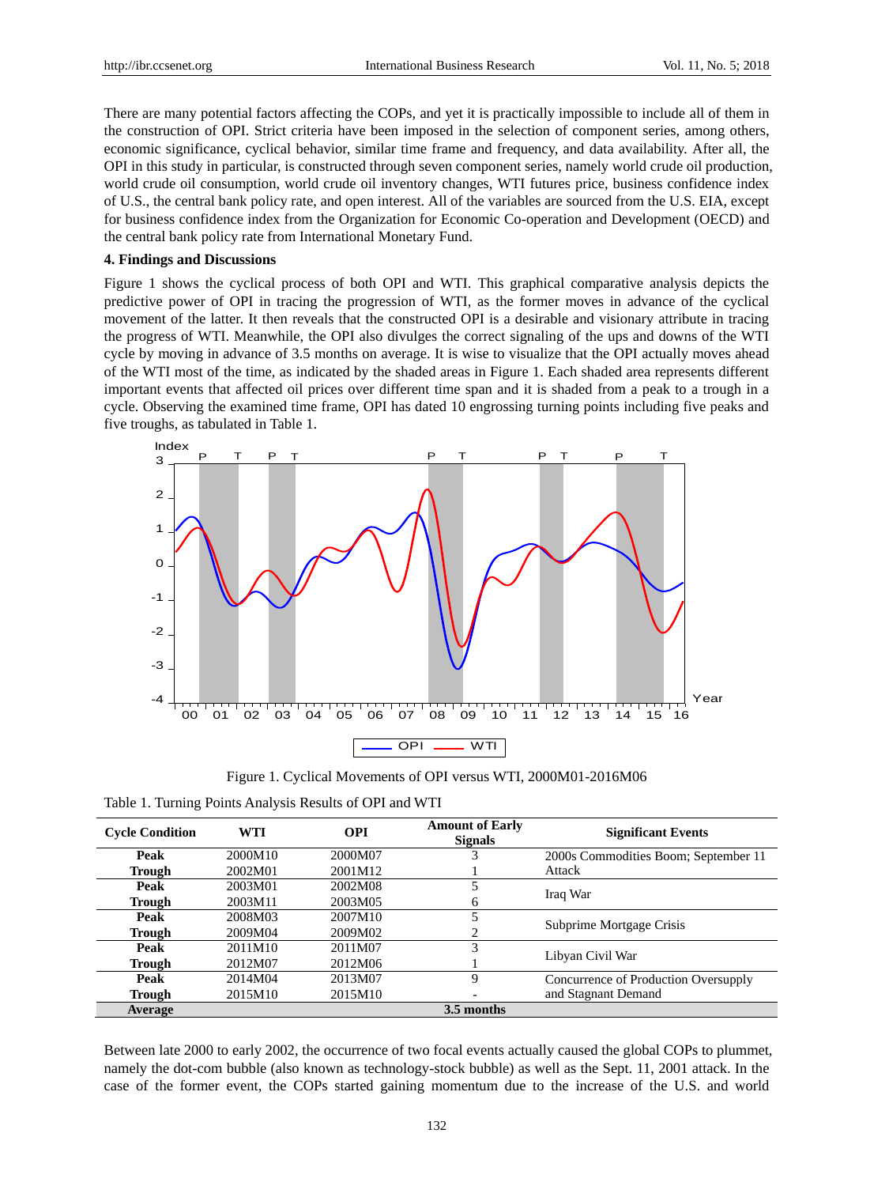There are many potential factors affecting the COPs, and yet it is practically impossible to include all of them in the construction of OPI. Strict criteria have been imposed in the selection of component series, among others, economic significance, cyclical behavior, similar time frame and frequency, and data availability. After all, the OPI in this study in particular, is constructed through seven component series, namely world crude oil production, world crude oil consumption, world crude oil inventory changes, WTI futures price, business confidence index of U.S., the central bank policy rate, and open interest. All of the variables are sourced from the U.S. EIA, except for business confidence index from the Organization for Economic Co-operation and Development (OECD) and the central bank policy rate from International Monetary Fund.

## 4. Findings and Discussions

Figure 1 shows the cyclical process of both OPI and WTI. This graphical comparative analysis depicts the predictive power of OPI in tracing the progression of WTI, as the former moves in advance of the cyclical movement of the latter. It then reveals that the constructed OPI is a desirable and visionary attribute in tracing the progress of WTI. Meanwhile, the OPI also divulges the correct signaling of the ups and downs of the WTI cycle by moving in advance of 3.5 months on average. It is wise to visualize that the OPI actually moves ahead of the WTI most of the time, as indicated by the shaded areas in Figure 1. Each shaded area represents different important events that affected oil prices over different time span and it is shaded from a peak to a trough in a cycle. Observing the examined time frame, OPI has dated 10 engrossing turning points including five peaks and five troughs, as tabulated in Table 1.

Figure 1. Cyclical Movements of OPI versus WTI, 2000M01-2016M06

Table 1. Turning Points Analysis Results of OPI and WTI

| Cycle Condition | WTI | OPI | Amount of Early Signals | Significant Events |
|---|---|---|---|---|
| **Peak** | 2000M10 | 2000M07 | 3 | 2000s Commodities Boom; September 11 Attack |
| **Trough** | 2002M01 | 2001M12 | 1 | |
| **Peak** | 2003M01 | 2002M08 | 5 | Iraq War |
| **Trough** | 2003M11 | 2003M05 | 6 | |
| **Peak** | 2008M03 | 2007M10 | 5 | Subprime Mortgage Crisis |
| **Trough** | 2009M04 | 2009M02 | 2 | |
| **Peak** | 2011M10 | 2011M07 | 3 | Libyan Civil War |
| **Trough** | 2012M07 | 2012M06 | 1 | |
| **Peak** | 2014M04 | 2013M07 | 9 | Concurrence of Production Oversupply and Stagnant Demand |
| **Trough** | 2015M10 | 2015M10 | - | |
| **Average** | | | **3.5 months** | |

Between late 2000 to early 2002, the occurrence of two focal events actually caused the global COPs to plummet, namely the dot-com bubble (also known as technology-stock bubble) as well as the Sept. 11, 2001 attack. In the case of the former event, the COPs started gaining momentum due to the increase of the U.S. and world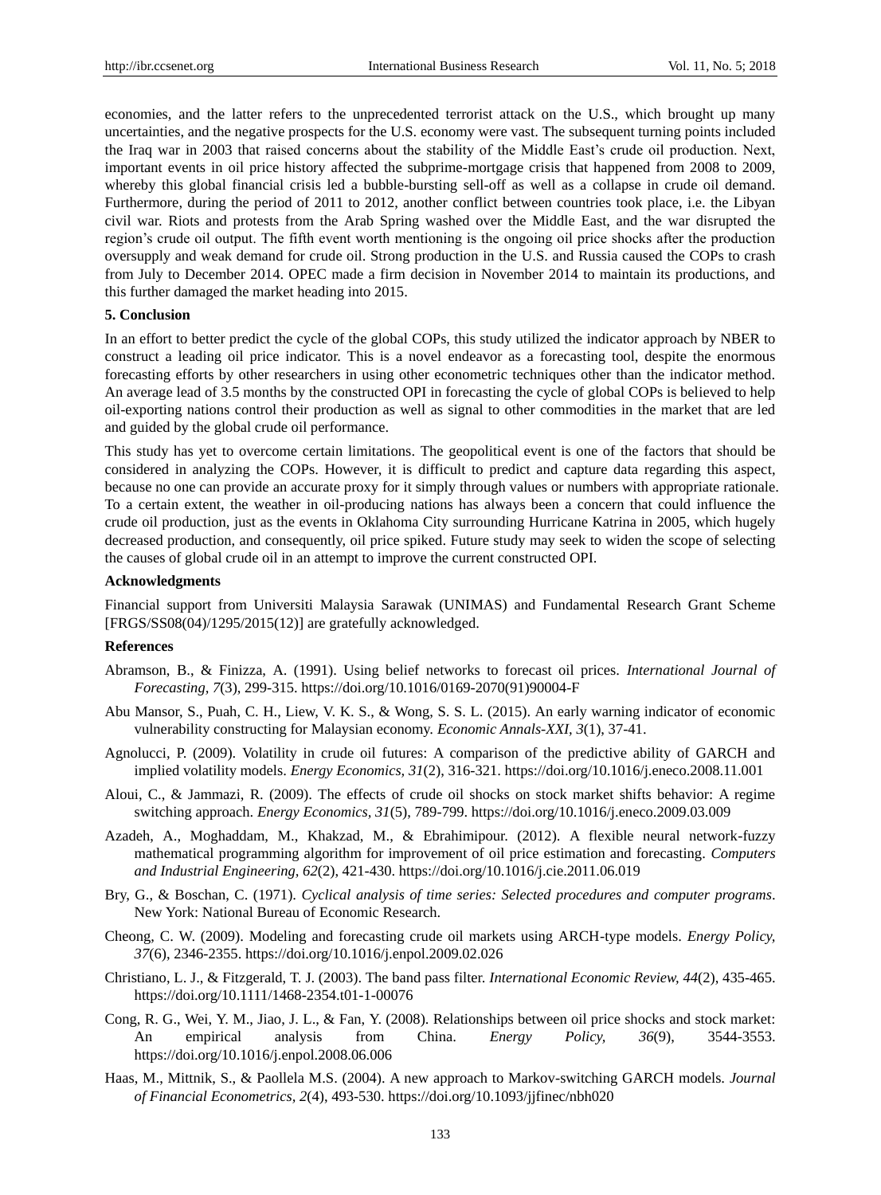economies, and the latter refers to the unprecedented terrorist attack on the U.S., which brought up many uncertainties, and the negative prospects for the U.S. economy were vast. The subsequent turning points included the Iraq war in 2003 that raised concerns about the stability of the Middle East's crude oil production. Next, important events in oil price history affected the subprime-mortgage crisis that happened from 2008 to 2009, whereby this global financial crisis led a bubble-bursting sell-off as well as a collapse in crude oil demand. Furthermore, during the period of 2011 to 2012, another conflict between countries took place, i.e. the Libyan civil war. Riots and protests from the Arab Spring washed over the Middle East, and the war disrupted the region's crude oil output. The fifth event worth mentioning is the ongoing oil price shocks after the production oversupply and weak demand for crude oil. Strong production in the U.S. and Russia caused the COPs to crash from July to December 2014. OPEC made a firm decision in November 2014 to maintain its productions, and this further damaged the market heading into 2015.

## 5. Conclusion

In an effort to better predict the cycle of the global COPs, this study utilized the indicator approach by NBER to construct a leading oil price indicator. This is a novel endeavor as a forecasting tool, despite the enormous forecasting efforts by other researchers in using other econometric techniques other than the indicator method. An average lead of 3.5 months by the constructed OPI in forecasting the cycle of global COPs is believed to help oil-exporting nations control their production as well as signal to other commodities in the market that are led and guided by the global crude oil performance.

This study has yet to overcome certain limitations. The geopolitical event is one of the factors that should be considered in analyzing the COPs. However, it is difficult to predict and capture data regarding this aspect, because no one can provide an accurate proxy for it simply through values or numbers with appropriate rationale. To a certain extent, the weather in oil-producing nations has always been a concern that could influence the crude oil production, just as the events in Oklahoma City surrounding Hurricane Katrina in 2005, which hugely decreased production, and consequently, oil price spiked. Future study may seek to widen the scope of selecting the causes of global crude oil in an attempt to improve the current constructed OPI.

## Acknowledgments

Financial support from Universiti Malaysia Sarawak (UNIMAS) and Fundamental Research Grant Scheme [FRGS/SS08(04)/1295/2015(12)] are gratefully acknowledged.

## References

Abramson, B., & Finizza, A. (1991). Using belief networks to forecast oil prices. *International Journal of Forecasting, 7*(3), 299-315. https://doi.org/10.1016/0169-2070(91)90004-F

Abu Mansor, S., Puah, C. H., Liew, V. K. S., & Wong, S. S. L. (2015). An early warning indicator of economic vulnerability constructing for Malaysian economy. *Economic Annals-XXI, 3*(1), 37-41.

Agnolucci, P. (2009). Volatility in crude oil futures: A comparison of the predictive ability of GARCH and implied volatility models. *Energy Economics, 31*(2), 316-321. https://doi.org/10.1016/j.eneco.2008.11.001

Aloui, C., & Jammazi, R. (2009). The effects of crude oil shocks on stock market shifts behavior: A regime switching approach. *Energy Economics, 31*(5), 789-799. https://doi.org/10.1016/j.eneco.2009.03.009

Azadeh, A., Moghaddam, M., Khakzad, M., & Ebrahimipour. (2012). A flexible neural network-fuzzy mathematical programming algorithm for improvement of oil price estimation and forecasting. *Computers and Industrial Engineering, 62*(2), 421-430. https://doi.org/10.1016/j.cie.2011.06.019

Bry, G., & Boschan, C. (1971). *Cyclical analysis of time series: Selected procedures and computer programs*. New York: National Bureau of Economic Research.

Cheong, C. W. (2009). Modeling and forecasting crude oil markets using ARCH-type models. *Energy Policy, 37*(6), 2346-2355. https://doi.org/10.1016/j.enpol.2009.02.026

Christiano, L. J., & Fitzgerald, T. J. (2003). The band pass filter. *International Economic Review, 44*(2), 435-465. https://doi.org/10.1111/1468-2354.t01-1-00076

Cong, R. G., Wei, Y. M., Jiao, J. L., & Fan, Y. (2008). Relationships between oil price shocks and stock market: An empirical analysis from China. *Energy Policy, 36*(9), 3544-3553. https://doi.org/10.1016/j.enpol.2008.06.006

Haas, M., Mittnik, S., & Paollela M.S. (2004). A new approach to Markov-switching GARCH models. *Journal of Financial Econometrics, 2*(4), 493-530. https://doi.org/10.1093/jjfinec/nbh020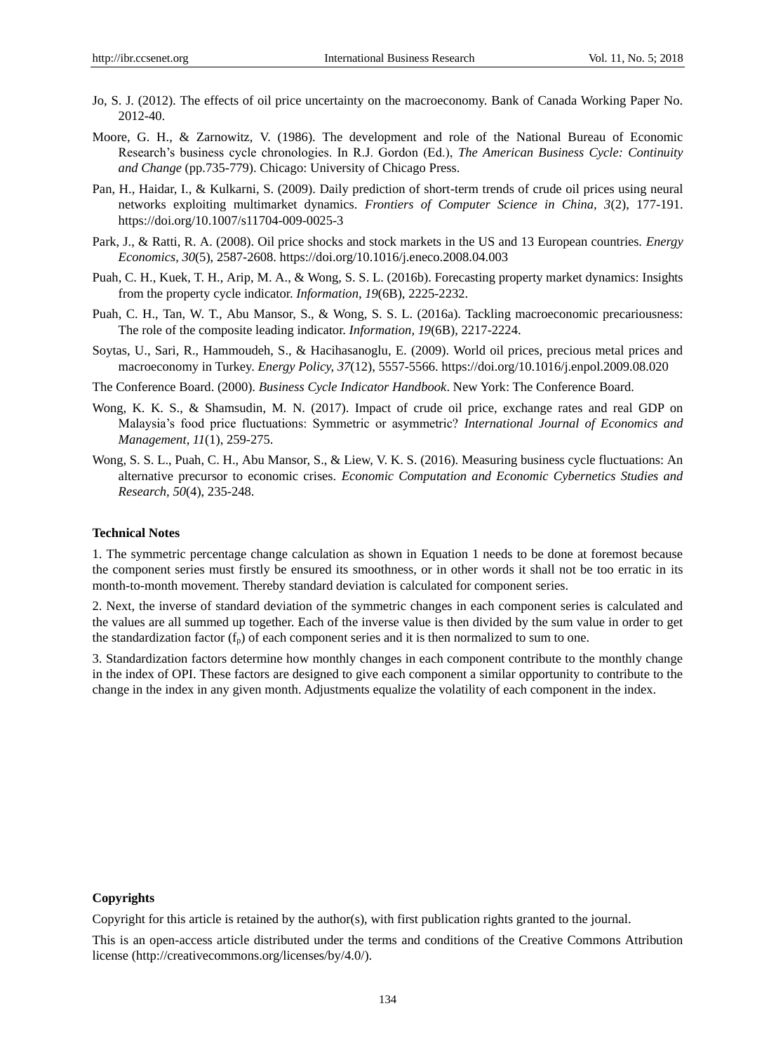Jo, S. J. (2012). The effects of oil price uncertainty on the macroeconomy. Bank of Canada Working Paper No. 2012-40.

Moore, G. H., & Zarnowitz, V. (1986). The development and role of the National Bureau of Economic Research's business cycle chronologies. In R.J. Gordon (Ed.), *The American Business Cycle: Continuity and Change* (pp.735-779). Chicago: University of Chicago Press.

Pan, H., Haidar, I., & Kulkarni, S. (2009). Daily prediction of short-term trends of crude oil prices using neural networks exploiting multimarket dynamics. *Frontiers of Computer Science in China, 3*(2), 177-191. https://doi.org/10.1007/s11704-009-0025-3

Park, J., & Ratti, R. A. (2008). Oil price shocks and stock markets in the US and 13 European countries. *Energy Economics, 30*(5), 2587-2608. https://doi.org/10.1016/j.eneco.2008.04.003

Puah, C. H., Kuek, T. H., Arip, M. A., & Wong, S. S. L. (2016b). Forecasting property market dynamics: Insights from the property cycle indicator. *Information, 19*(6B), 2225-2232.

Puah, C. H., Tan, W. T., Abu Mansor, S., & Wong, S. S. L. (2016a). Tackling macroeconomic precariousness: The role of the composite leading indicator. *Information, 19*(6B), 2217-2224.

Soytas, U., Sari, R., Hammoudeh, S., & Hacihasanoglu, E. (2009). World oil prices, precious metal prices and macroeconomy in Turkey. *Energy Policy, 37*(12), 5557-5566. https://doi.org/10.1016/j.enpol.2009.08.020

The Conference Board. (2000). *Business Cycle Indicator Handbook*. New York: The Conference Board.

Wong, K. K. S., & Shamsudin, M. N. (2017). Impact of crude oil price, exchange rates and real GDP on Malaysia's food price fluctuations: Symmetric or asymmetric? *International Journal of Economics and Management, 11*(1), 259-275.

Wong, S. S. L., Puah, C. H., Abu Mansor, S., & Liew, V. K. S. (2016). Measuring business cycle fluctuations: An alternative precursor to economic crises. *Economic Computation and Economic Cybernetics Studies and Research, 50*(4), 235-248.

**Technical Notes**

1. The symmetric percentage change calculation as shown in Equation 1 needs to be done at foremost because the component series must firstly be ensured its smoothness, or in other words it shall not be too erratic in its month-to-month movement. Thereby standard deviation is calculated for component series.

2. Next, the inverse of standard deviation of the symmetric changes in each component series is calculated and the values are all summed up together. Each of the inverse value is then divided by the sum value in order to get the standardization factor ($f_p$) of each component series and it is then normalized to sum to one.

3. Standardization factors determine how monthly changes in each component contribute to the monthly change in the index of OPI. These factors are designed to give each component a similar opportunity to contribute to the change in the index in any given month. Adjustments equalize the volatility of each component in the index.

**Copyrights**

Copyright for this article is retained by the author(s), with first publication rights granted to the journal.

This is an open-access article distributed under the terms and conditions of the Creative Commons Attribution license (http://creativecommons.org/licenses/by/4.0/).